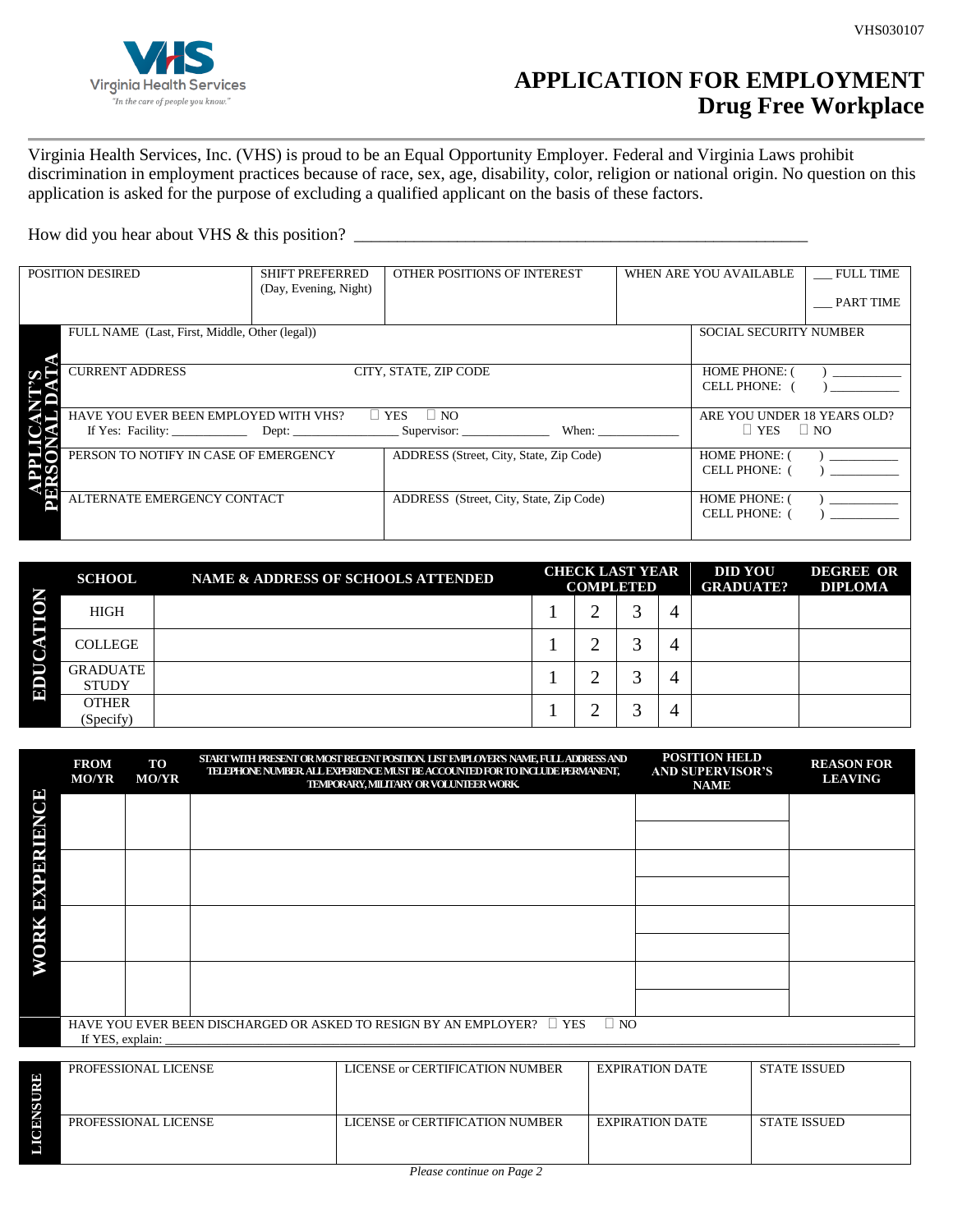VHS030107

Virginia Health Services
"In the care of people you know."

# APPLICATION FOR EMPLOYMENT
## Drug Free Workplace

Virginia Health Services, Inc. (VHS) is proud to be an Equal Opportunity Employer. Federal and Virginia Laws prohibit discrimination in employment practices because of race, sex, age, disability, color, religion or national origin. No question on this application is asked for the purpose of excluding a qualified applicant on the basis of these factors.

How did you hear about VHS & this position? ______________________________________________________

| POSITION DESIRED | SHIFT PREFERRED (Day, Evening, Night) | OTHER POSITIONS OF INTEREST | WHEN ARE YOU AVAILABLE | ___ FULL TIME<br>___ PART TIME |
|---|---|---|---|---|
| | | | | |

**APPLICANT'S PERSONAL DATA**

| | | |
|---|---|---|
| FULL NAME (Last, First, Middle, Other (legal)) | | SOCIAL SECURITY NUMBER |
| CURRENT ADDRESS | CITY, STATE, ZIP CODE | HOME PHONE: ( ) __________<br>CELL PHONE: ( ) __________ |
| HAVE YOU EVER BEEN EMPLOYED WITH VHS? ☐ YES ☐ NO<br>If Yes: Facility: ____________ Dept: ________________ Supervisor: ______________ When: ____________ | | ARE YOU UNDER 18 YEARS OLD?<br>☐ YES ☐ NO |
| PERSON TO NOTIFY IN CASE OF EMERGENCY | ADDRESS (Street, City, State, Zip Code) | HOME PHONE: ( ) __________<br>CELL PHONE: ( ) __________ |
| ALTERNATE EMERGENCY CONTACT | ADDRESS (Street, City, State, Zip Code) | HOME PHONE: ( ) __________<br>CELL PHONE: ( ) __________ |

**EDUCATION**

| SCHOOL | NAME & ADDRESS OF SCHOOLS ATTENDED | CHECK LAST YEAR COMPLETED | | | | DID YOU GRADUATE? | DEGREE OR DIPLOMA |
|---|---|---|---|---|---|---|---|
| HIGH | | 1 | 2 | 3 | 4 | | |
| COLLEGE | | 1 | 2 | 3 | 4 | | |
| GRADUATE STUDY | | 1 | 2 | 3 | 4 | | |
| OTHER (Specify) | | 1 | 2 | 3 | 4 | | |

**WORK EXPERIENCE**

| FROM MO/YR | TO MO/YR | START WITH PRESENT OR MOST RECENT POSITION. LIST EMPLOYER'S NAME, FULL ADDRESS AND TELEPHONE NUMBER. ALL EXPERIENCE MUST BE ACCOUNTED FOR TO INCLUDE PERMANENT, TEMPORARY, MILITARY OR VOLUNTEER WORK. | POSITION HELD AND SUPERVISOR'S NAME | REASON FOR LEAVING |
|---|---|---|---|---|
| | | | | |
| | | | | |
| | | | | |
| | | | | |

HAVE YOU EVER BEEN DISCHARGED OR ASKED TO RESIGN BY AN EMPLOYER? ☐ YES ☐ NO
If YES, explain: ____________________________________________________________

**LICENSURE**

| PROFESSIONAL LICENSE | LICENSE or CERTIFICATION NUMBER | EXPIRATION DATE | STATE ISSUED |
|---|---|---|---|
| | | | |
| PROFESSIONAL LICENSE | LICENSE or CERTIFICATION NUMBER | EXPIRATION DATE | STATE ISSUED |
| | | | |

*Please continue on Page 2*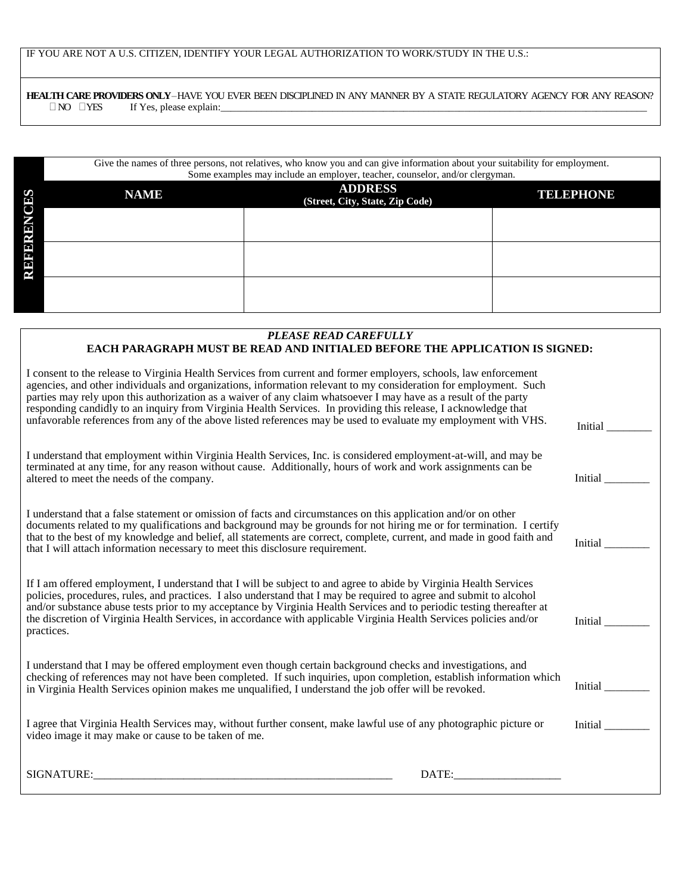IF YOU ARE NOT A U.S. CITIZEN, IDENTIFY YOUR LEGAL AUTHORIZATION TO WORK/STUDY IN THE U.S.:

**HEALTH CARE PROVIDERS ONLY** – HAVE YOU EVER BEEN DISCIPLINED IN ANY MANNER BY A STATE REGULATORY AGENCY FOR ANY REASON?
☐ NO ☐ YES If Yes, please explain:\_\_\_\_\_\_\_\_\_\_\_\_\_\_\_\_\_\_\_\_\_\_\_\_\_\_\_\_\_\_\_\_\_\_\_\_\_\_\_\_\_\_\_\_\_\_\_\_\_\_\_\_\_\_\_\_\_\_\_\_\_\_\_\_\_\_\_\_\_\_\_\_\_\_

## REFERENCES

Give the names of three persons, not relatives, who know you and can give information about your suitability for employment.
Some examples may include an employer, teacher, counselor, and/or clergyman.

| NAME | ADDRESS (Street, City, State, Zip Code) | TELEPHONE |
|---|---|---|
| | | |
| | | |
| | | |

*PLEASE READ CAREFULLY*

**EACH PARAGRAPH MUST BE READ AND INITIALED BEFORE THE APPLICATION IS SIGNED:**

I consent to the release to Virginia Health Services from current and former employers, schools, law enforcement agencies, and other individuals and organizations, information relevant to my consideration for employment. Such parties may rely upon this authorization as a waiver of any claim whatsoever I may have as a result of the party responding candidly to an inquiry from Virginia Health Services. In providing this release, I acknowledge that unfavorable references from any of the above listed references may be used to evaluate my employment with VHS. Initial \_\_\_\_\_\_\_\_

I understand that employment within Virginia Health Services, Inc. is considered employment-at-will, and may be terminated at any time, for any reason without cause. Additionally, hours of work and work assignments can be altered to meet the needs of the company. Initial \_\_\_\_\_\_\_\_

I understand that a false statement or omission of facts and circumstances on this application and/or on other documents related to my qualifications and background may be grounds for not hiring me or for termination. I certify that to the best of my knowledge and belief, all statements are correct, complete, current, and made in good faith and that I will attach information necessary to meet this disclosure requirement. Initial \_\_\_\_\_\_\_\_

If I am offered employment, I understand that I will be subject to and agree to abide by Virginia Health Services policies, procedures, rules, and practices. I also understand that I may be required to agree and submit to alcohol and/or substance abuse tests prior to my acceptance by Virginia Health Services and to periodic testing thereafter at the discretion of Virginia Health Services, in accordance with applicable Virginia Health Services policies and/or practices. Initial \_\_\_\_\_\_\_\_

I understand that I may be offered employment even though certain background checks and investigations, and checking of references may not have been completed. If such inquiries, upon completion, establish information which in Virginia Health Services opinion makes me unqualified, I understand the job offer will be revoked. Initial \_\_\_\_\_\_\_\_

I agree that Virginia Health Services may, without further consent, make lawful use of any photographic picture or video image it may make or cause to be taken of me. Initial \_\_\_\_\_\_\_\_

SIGNATURE:\_\_\_\_\_\_\_\_\_\_\_\_\_\_\_\_\_\_\_\_\_\_\_\_\_\_\_\_\_\_\_\_\_\_\_\_\_\_\_\_\_\_\_\_\_\_\_\_\_\_\_\_\_\_ DATE:\_\_\_\_\_\_\_\_\_\_\_\_\_\_\_\_\_\_\_